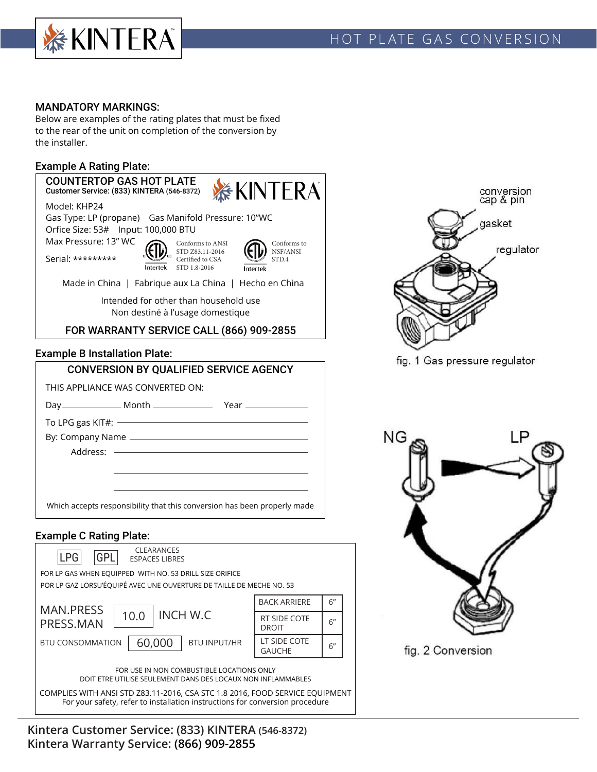# HOT PLATE GAS CONVERSION

## MANDATORY MARKINGS:

Below are examples of the rating plates that must be fixed to the rear of the unit on completion of the conversion by the installer.

### Example A Rating Plate:

**COUNTERTOP GAS HOT PLATE**
**Customer Service: (833) KINTERA (546-8372)**

Model: KHP24
Gas Type: LP (propane) Gas Manifold Pressure: 10"WC
Orfice Size: 53# Input: 100,000 BTU
Max Pressure: 13" WC
Serial: *********

Conforms to ANSI STD Z83.11-2016 Certified to CSA STD 1.8-2016

Conforms to NSF/ANSI STD.4

Made in China | Fabrique aux La China | Hecho en China

Intended for other than household use
Non destiné à l'usage domestique

**FOR WARRANTY SERVICE CALL (866) 909-2855**

### Example B Installation Plate:

**CONVERSION BY QUALIFIED SERVICE AGENCY**

THIS APPLIANCE WAS CONVERTED ON:

Day ________ Month ________ Year ________

To LPG gas KIT#: ____________________

By: Company Name ____________________

Address: ____________________

____________________

____________________

Which accepts responsibility that this conversion has been properly made

### Example C Rating Plate:

LPG GPL

CLEARANCES
ESPACES LIBRES

FOR LP GAS WHEN EQUIPPED WITH NO. 53 DRILL SIZE ORIFICE
POR LP GAZ LORSU'ÉQUIPÉ AVEC UNE OUVERTURE DE TAILLE DE MECHE NO. 53

MAN.PRESS / PRESS.MAN: 10.0 INCH W.C

BTU CONSOMMATION: 60,000 BTU INPUT/HR

| CLEARANCES | |
|---|---|
| BACK ARRIERE | 6" |
| RT SIDE COTE DROIT | 6" |
| LT SIDE COTE GAUCHE | 6" |

FOR USE IN NON COMBUSTIBLE LOCATIONS ONLY
DOIT ETRE UTILISE SEULEMENT DANS DES LOCAUX NON INFLAMMABLES

COMPLIES WITH ANSI STD Z83.11-2016, CSA STC 1.8 2016, FOOD SERVICE EQUIPMENT
For your safety, refer to installation instructions for conversion procedure

conversion cap & pin
gasket
regulator

fig. 1 Gas pressure regulator

NG LP

fig. 2 Conversion

**Kintera Customer Service: (833) KINTERA (546-8372)**
**Kintera Warranty Service: (866) 909-2855**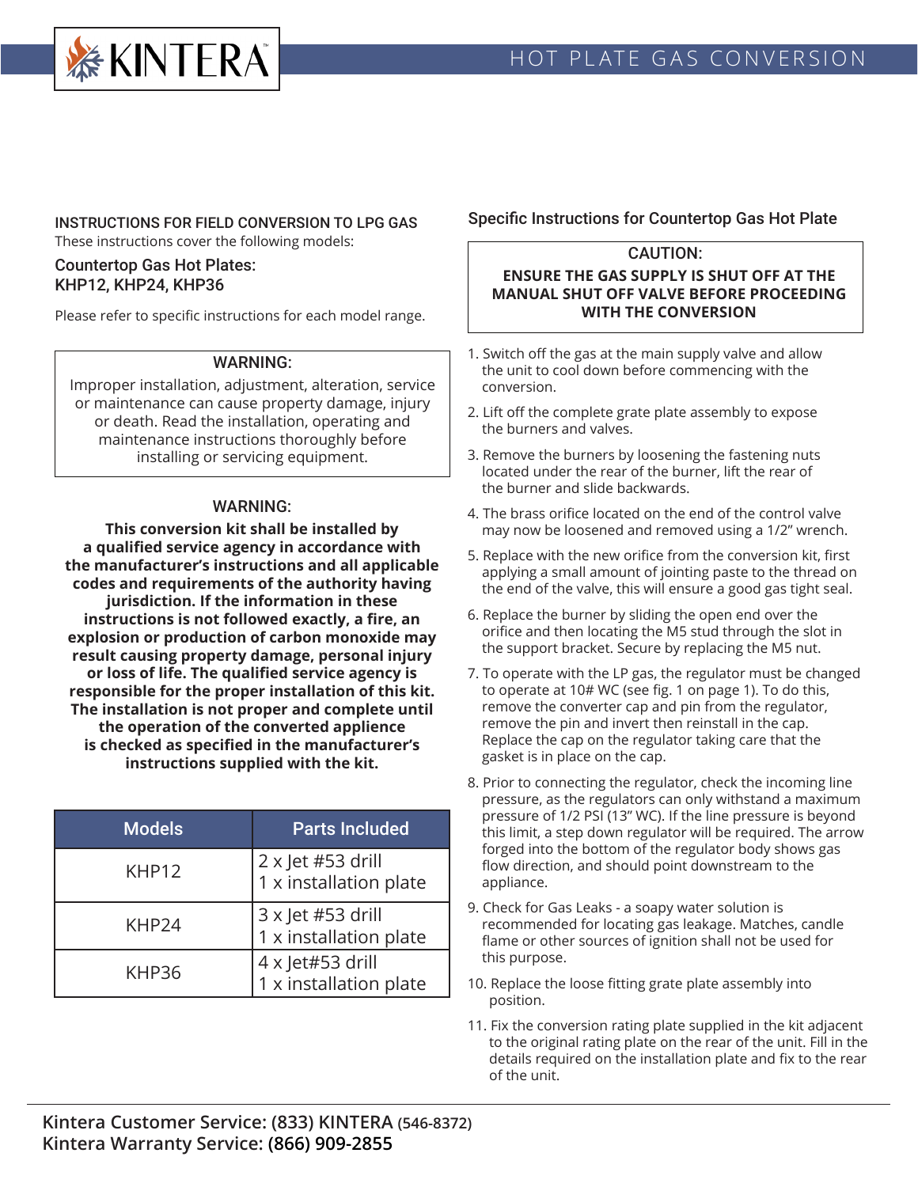# HOT PLATE GAS CONVERSION

## INSTRUCTIONS FOR FIELD CONVERSION TO LPG GAS

These instructions cover the following models:

### Countertop Gas Hot Plates: KHP12, KHP24, KHP36

Please refer to specific instructions for each model range.

> **WARNING:**
>
> Improper installation, adjustment, alteration, service or maintenance can cause property damage, injury or death. Read the installation, operating and maintenance instructions thoroughly before installing or servicing equipment.

**WARNING:**

**This conversion kit shall be installed by a qualified service agency in accordance with the manufacturer's instructions and all applicable codes and requirements of the authority having jurisdiction. If the information in these instructions is not followed exactly, a fire, an explosion or production of carbon monoxide may result causing property damage, personal injury or loss of life. The qualified service agency is responsible for the proper installation of this kit. The installation is not proper and complete until the operation of the converted applience is checked as specified in the manufacturer's instructions supplied with the kit.**

| Models | Parts Included |
|---|---|
| KHP12 | 2 x Jet #53 drill<br>1 x installation plate |
| KHP24 | 3 x Jet #53 drill<br>1 x installation plate |
| KHP36 | 4 x Jet#53 drill<br>1 x installation plate |

## Specific Instructions for Countertop Gas Hot Plate

> **CAUTION:**
>
> **ENSURE THE GAS SUPPLY IS SHUT OFF AT THE MANUAL SHUT OFF VALVE BEFORE PROCEEDING WITH THE CONVERSION**

1. Switch off the gas at the main supply valve and allow the unit to cool down before commencing with the conversion.
2. Lift off the complete grate plate assembly to expose the burners and valves.
3. Remove the burners by loosening the fastening nuts located under the rear of the burner, lift the rear of the burner and slide backwards.
4. The brass orifice located on the end of the control valve may now be loosened and removed using a 1/2" wrench.
5. Replace with the new orifice from the conversion kit, first applying a small amount of jointing paste to the thread on the end of the valve, this will ensure a good gas tight seal.
6. Replace the burner by sliding the open end over the orifice and then locating the M5 stud through the slot in the support bracket. Secure by replacing the M5 nut.
7. To operate with the LP gas, the regulator must be changed to operate at 10# WC (see fig. 1 on page 1). To do this, remove the converter cap and pin from the regulator, remove the pin and invert then reinstall in the cap. Replace the cap on the regulator taking care that the gasket is in place on the cap.
8. Prior to connecting the regulator, check the incoming line pressure, as the regulators can only withstand a maximum pressure of 1/2 PSI (13" WC). If the line pressure is beyond this limit, a step down regulator will be required. The arrow forged into the bottom of the regulator body shows gas flow direction, and should point downstream to the appliance.
9. Check for Gas Leaks - a soapy water solution is recommended for locating gas leakage. Matches, candle flame or other sources of ignition shall not be used for this purpose.
10. Replace the loose fitting grate plate assembly into position.
11. Fix the conversion rating plate supplied in the kit adjacent to the original rating plate on the rear of the unit. Fill in the details required on the installation plate and fix to the rear of the unit.

**Kintera Customer Service: (833) KINTERA (546-8372)**
**Kintera Warranty Service: (866) 909-2855**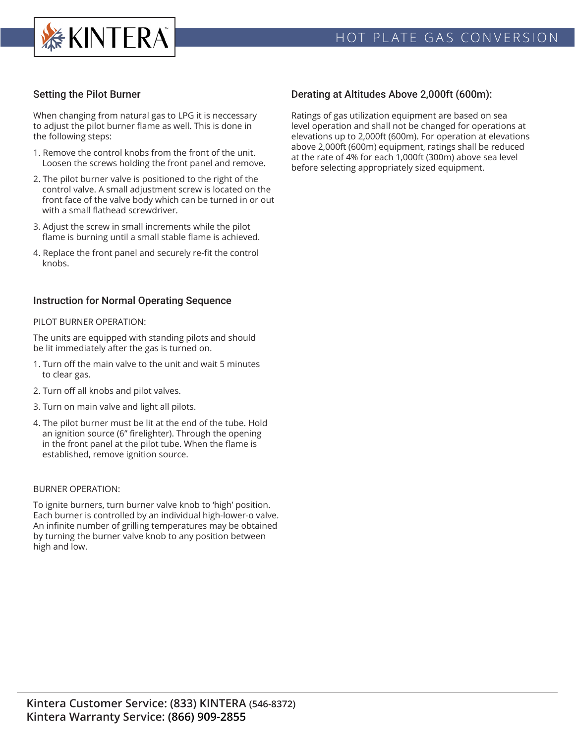## Setting the Pilot Burner

When changing from natural gas to LPG it is neccessary to adjust the pilot burner flame as well. This is done in the following steps:

1. Remove the control knobs from the front of the unit. Loosen the screws holding the front panel and remove.
2. The pilot burner valve is positioned to the right of the control valve. A small adjustment screw is located on the front face of the valve body which can be turned in or out with a small flathead screwdriver.
3. Adjust the screw in small increments while the pilot flame is burning until a small stable flame is achieved.
4. Replace the front panel and securely re-fit the control knobs.

## Instruction for Normal Operating Sequence

PILOT BURNER OPERATION:

The units are equipped with standing pilots and should be lit immediately after the gas is turned on.

1. Turn off the main valve to the unit and wait 5 minutes to clear gas.
2. Turn off all knobs and pilot valves.
3. Turn on main valve and light all pilots.
4. The pilot burner must be lit at the end of the tube. Hold an ignition source (6" firelighter). Through the opening in the front panel at the pilot tube. When the flame is established, remove ignition source.

BURNER OPERATION:

To ignite burners, turn burner valve knob to 'high' position. Each burner is controlled by an individual high-lower-o valve. An infinite number of grilling temperatures may be obtained by turning the burner valve knob to any position between high and low.

## Derating at Altitudes Above 2,000ft (600m):

Ratings of gas utilization equipment are based on sea level operation and shall not be changed for operations at elevations up to 2,000ft (600m). For operation at elevations above 2,000ft (600m) equipment, ratings shall be reduced at the rate of 4% for each 1,000ft (300m) above sea level before selecting appropriately sized equipment.

**Kintera Customer Service: (833) KINTERA (546-8372)**
**Kintera Warranty Service: (866) 909-2855**